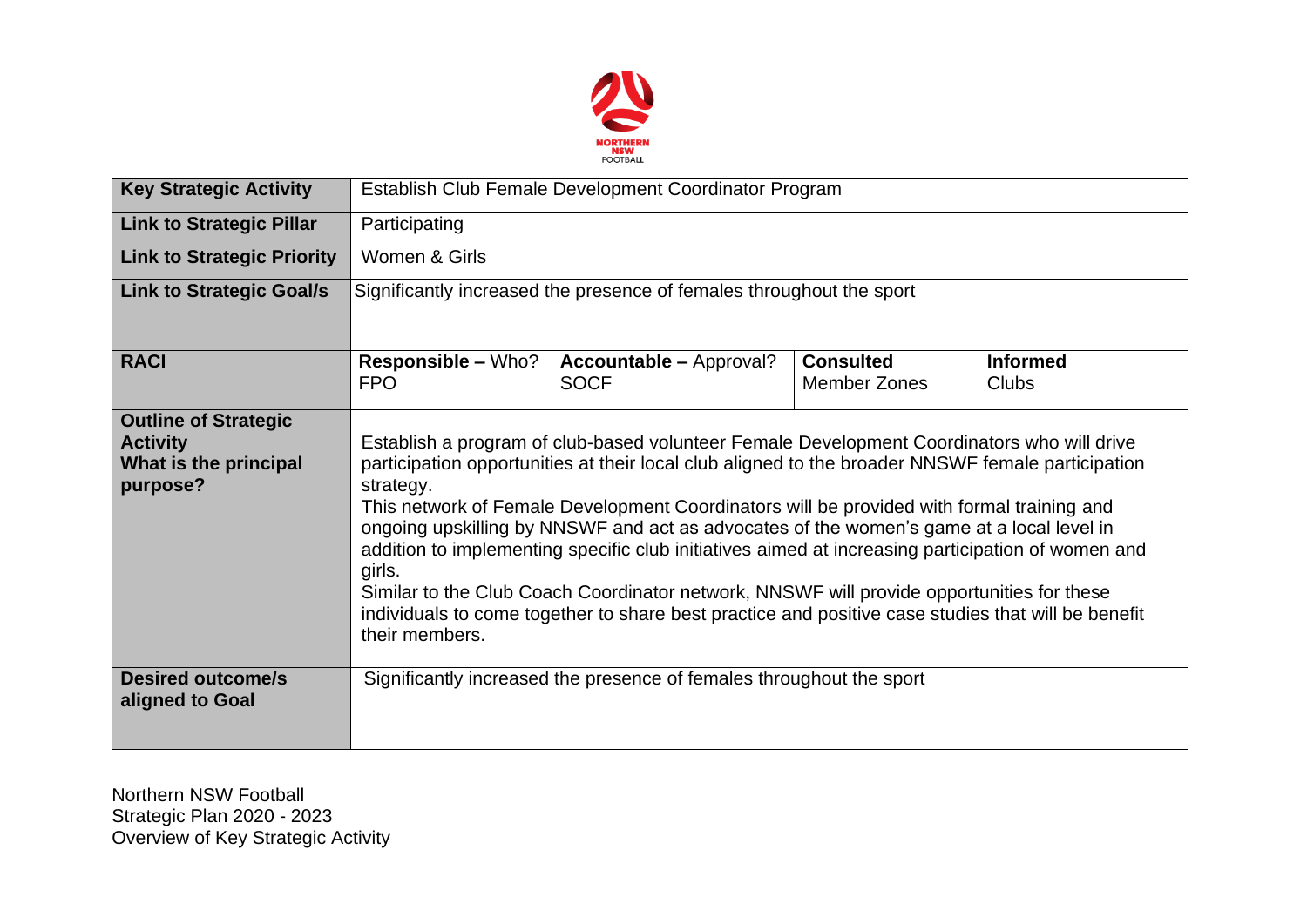| Key Strategic Activity | Establish Club Female Development Coordinator Program | | | |
|---|---|---|---|---|
| **Link to Strategic Pillar** | Participating | | | |
| **Link to Strategic Priority** | Women & Girls | | | |
| **Link to Strategic Goal/s** | Significantly increased the presence of females throughout the sport | | | |
| **RACI** | **Responsible –** Who? FPO | **Accountable –** Approval? SOCF | **Consulted** Member Zones | **Informed** Clubs |
| **Outline of Strategic Activity What is the principal purpose?** | Establish a program of club-based volunteer Female Development Coordinators who will drive participation opportunities at their local club aligned to the broader NNSWF female participation strategy. This network of Female Development Coordinators will be provided with formal training and ongoing upskilling by NNSWF and act as advocates of the women's game at a local level in addition to implementing specific club initiatives aimed at increasing participation of women and girls. Similar to the Club Coach Coordinator network, NNSWF will provide opportunities for these individuals to come together to share best practice and positive case studies that will be benefit their members. | | | |
| **Desired outcome/s aligned to Goal** | Significantly increased the presence of females throughout the sport | | | |

Northern NSW Football
Strategic Plan 2020 - 2023
Overview of Key Strategic Activity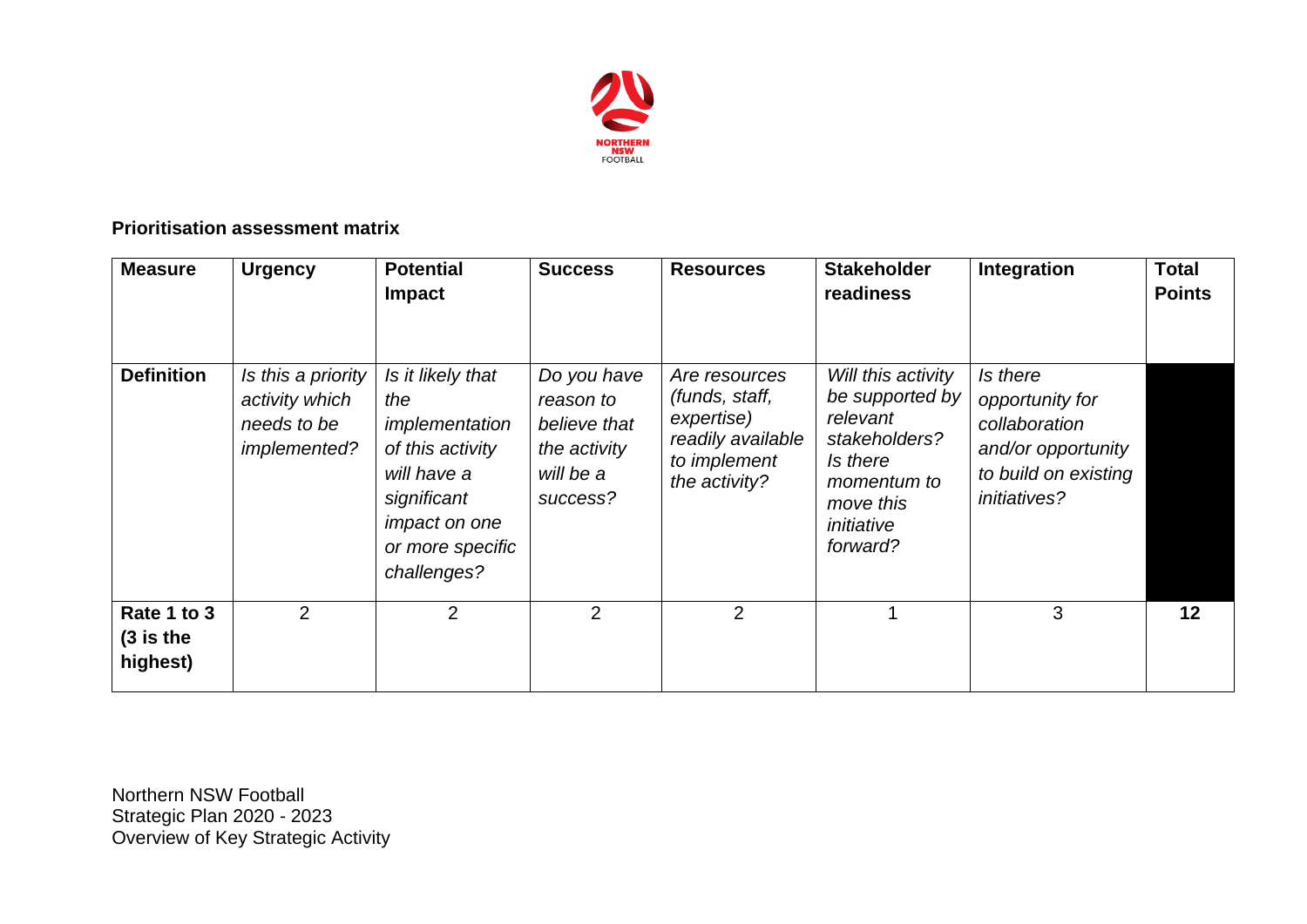**Prioritisation assessment matrix**

| Measure | Urgency | Potential Impact | Success | Resources | Stakeholder readiness | Integration | Total Points |
|---|---|---|---|---|---|---|---|
| **Definition** | *Is this a priority activity which needs to be implemented?* | *Is it likely that the implementation of this activity will have a significant impact on one or more specific challenges?* | *Do you have reason to believe that the activity will be a success?* | *Are resources (funds, staff, expertise) readily available to implement the activity?* | *Will this activity be supported by relevant stakeholders? Is there momentum to move this initiative forward?* | *Is there opportunity for collaboration and/or opportunity to build on existing initiatives?* | |
| **Rate 1 to 3 (3 is the highest)** | 2 | 2 | 2 | 2 | 1 | 3 | **12** |

Northern NSW Football
Strategic Plan 2020 - 2023
Overview of Key Strategic Activity